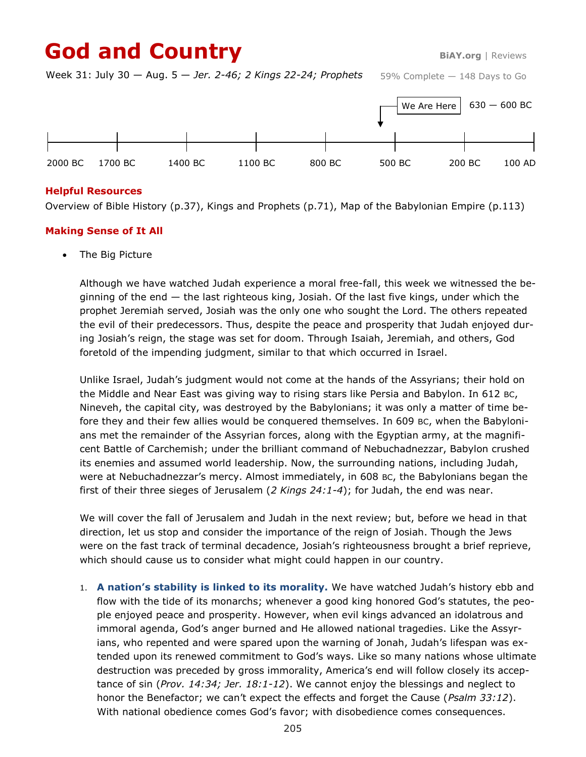# God and Country

BiAY.org | Reviews

Week 31: July 30 — Aug. 5 — *Jer. 2-46; 2 Kings 22-24; Prophets*

59% Complete — 148 Days to Go

We Are Here — 630 — 600 BC

2000 BC | 1700 BC | 1400 BC | 1100 BC | 800 BC | 500 BC | 200 BC | 100 AD

## Helpful Resources

Overview of Bible History (p.37), Kings and Prophets (p.71), Map of the Babylonian Empire (p.113)

## Making Sense of It All

- The Big Picture

  Although we have watched Judah experience a moral free-fall, this week we witnessed the beginning of the end — the last righteous king, Josiah. Of the last five kings, under which the prophet Jeremiah served, Josiah was the only one who sought the Lord. The others repeated the evil of their predecessors. Thus, despite the peace and prosperity that Judah enjoyed during Josiah's reign, the stage was set for doom. Through Isaiah, Jeremiah, and others, God foretold of the impending judgment, similar to that which occurred in Israel.

  Unlike Israel, Judah's judgment would not come at the hands of the Assyrians; their hold on the Middle and Near East was giving way to rising stars like Persia and Babylon. In 612 BC, Nineveh, the capital city, was destroyed by the Babylonians; it was only a matter of time before they and their few allies would be conquered themselves. In 609 BC, when the Babylonians met the remainder of the Assyrian forces, along with the Egyptian army, at the magnificent Battle of Carchemish; under the brilliant command of Nebuchadnezzar, Babylon crushed its enemies and assumed world leadership. Now, the surrounding nations, including Judah, were at Nebuchadnezzar's mercy. Almost immediately, in 608 BC, the Babylonians began the first of their three sieges of Jerusalem (*2 Kings 24:1-4*); for Judah, the end was near.

  We will cover the fall of Jerusalem and Judah in the next review; but, before we head in that direction, let us stop and consider the importance of the reign of Josiah. Though the Jews were on the fast track of terminal decadence, Josiah's righteousness brought a brief reprieve, which should cause us to consider what might could happen in our country.

1. **A nation's stability is linked to its morality.** We have watched Judah's history ebb and flow with the tide of its monarchs; whenever a good king honored God's statutes, the people enjoyed peace and prosperity. However, when evil kings advanced an idolatrous and immoral agenda, God's anger burned and He allowed national tragedies. Like the Assyrians, who repented and were spared upon the warning of Jonah, Judah's lifespan was extended upon its renewed commitment to God's ways. Like so many nations whose ultimate destruction was preceded by gross immorality, America's end will follow closely its acceptance of sin (*Prov. 14:34; Jer. 18:1-12*). We cannot enjoy the blessings and neglect to honor the Benefactor; we can't expect the effects and forget the Cause (*Psalm 33:12*). With national obedience comes God's favor; with disobedience comes consequences.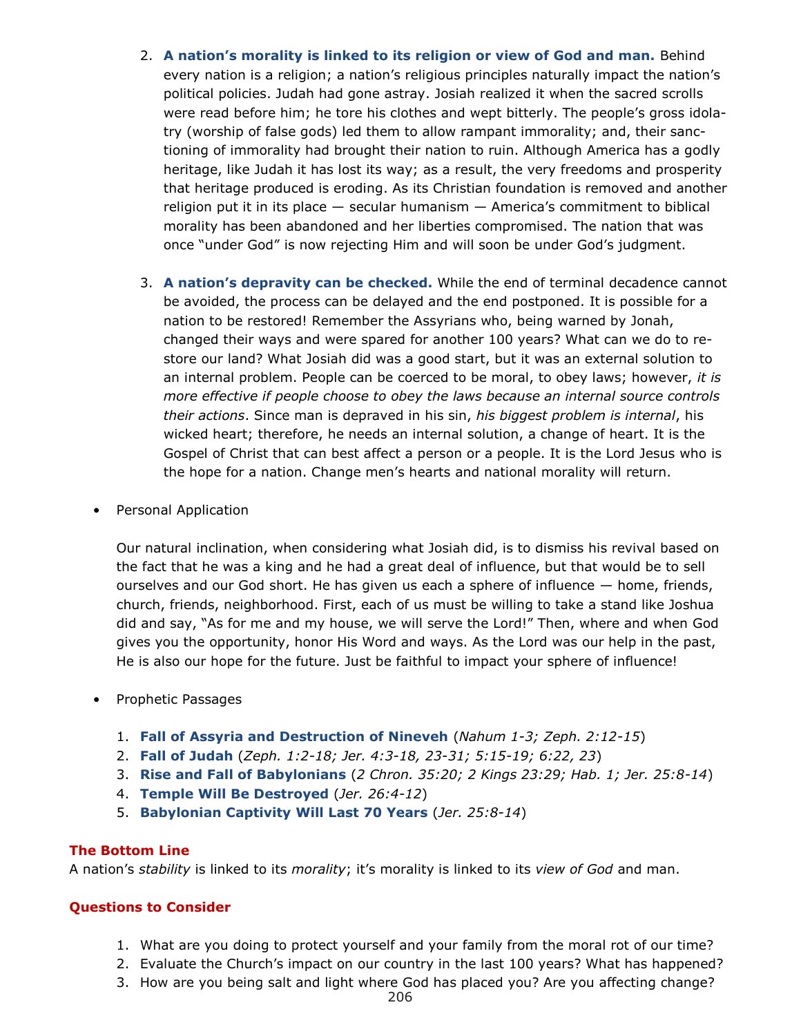2. **A nation's morality is linked to its religion or view of God and man.** Behind every nation is a religion; a nation's religious principles naturally impact the nation's political policies. Judah had gone astray. Josiah realized it when the sacred scrolls were read before him; he tore his clothes and wept bitterly. The people's gross idolatry (worship of false gods) led them to allow rampant immorality; and, their sanctioning of immorality had brought their nation to ruin. Although America has a godly heritage, like Judah it has lost its way; as a result, the very freedoms and prosperity that heritage produced is eroding. As its Christian foundation is removed and another religion put it in its place — secular humanism — America's commitment to biblical morality has been abandoned and her liberties compromised. The nation that was once "under God" is now rejecting Him and will soon be under God's judgment.

3. **A nation's depravity can be checked.** While the end of terminal decadence cannot be avoided, the process can be delayed and the end postponed. It is possible for a nation to be restored! Remember the Assyrians who, being warned by Jonah, changed their ways and were spared for another 100 years? What can we do to restore our land? What Josiah did was a good start, but it was an external solution to an internal problem. People can be coerced to be moral, to obey laws; however, *it is more effective if people choose to obey the laws because an internal source controls their actions*. Since man is depraved in his sin, *his biggest problem is internal*, his wicked heart; therefore, he needs an internal solution, a change of heart. It is the Gospel of Christ that can best affect a person or a people. It is the Lord Jesus who is the hope for a nation. Change men's hearts and national morality will return.

- Personal Application

  Our natural inclination, when considering what Josiah did, is to dismiss his revival based on the fact that he was a king and he had a great deal of influence, but that would be to sell ourselves and our God short. He has given us each a sphere of influence — home, friends, church, friends, neighborhood. First, each of us must be willing to take a stand like Joshua did and say, "As for me and my house, we will serve the Lord!" Then, where and when God gives you the opportunity, honor His Word and ways. As the Lord was our help in the past, He is also our hope for the future. Just be faithful to impact your sphere of influence!

- Prophetic Passages

  1. **Fall of Assyria and Destruction of Nineveh** (*Nahum 1-3; Zeph. 2:12-15*)
  2. **Fall of Judah** (*Zeph. 1:2-18; Jer. 4:3-18, 23-31; 5:15-19; 6:22, 23*)
  3. **Rise and Fall of Babylonians** (*2 Chron. 35:20; 2 Kings 23:29; Hab. 1; Jer. 25:8-14*)
  4. **Temple Will Be Destroyed** (*Jer. 26:4-12*)
  5. **Babylonian Captivity Will Last 70 Years** (*Jer. 25:8-14*)

## The Bottom Line

A nation's *stability* is linked to its *morality*; it's morality is linked to its *view of God* and man.

## Questions to Consider

1. What are you doing to protect yourself and your family from the moral rot of our time?
2. Evaluate the Church's impact on our country in the last 100 years? What has happened?
3. How are you being salt and light where God has placed you? Are you affecting change?